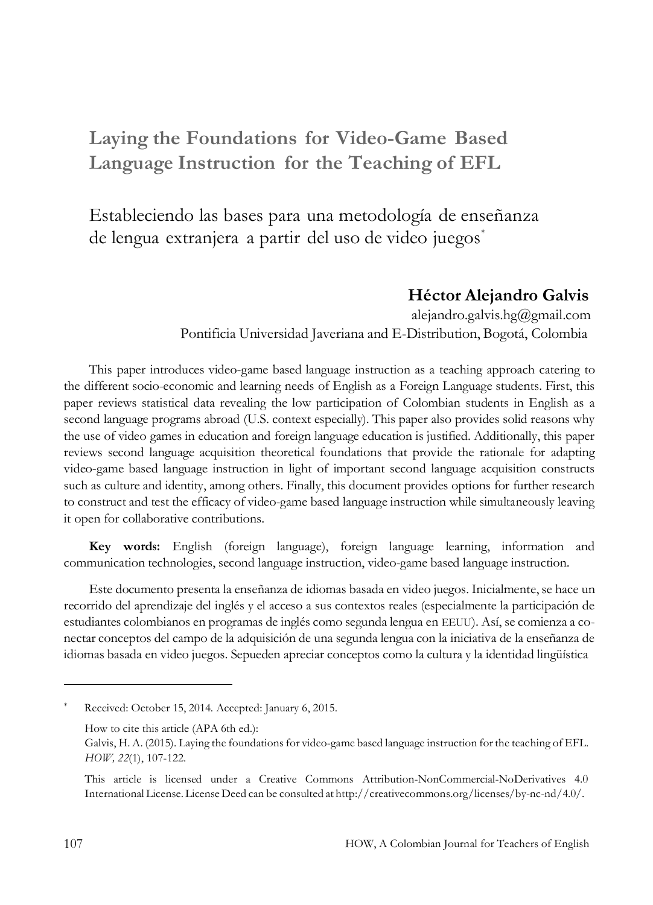# Laying the Foundations for Video-Game Based Language Instruction for the Teaching of EFL

## Estableciendo las bases para una metodología de enseñanza de lengua extranjera a partir del uso de video juegos*

**Héctor Alejandro Galvis**

alejandro.galvis.hg@gmail.com

Pontificia Universidad Javeriana and E-Distribution, Bogotá, Colombia

This paper introduces video-game based language instruction as a teaching approach catering to the different socio-economic and learning needs of English as a Foreign Language students. First, this paper reviews statistical data revealing the low participation of Colombian students in English as a second language programs abroad (U.S. context especially). This paper also provides solid reasons why the use of video games in education and foreign language education is justified. Additionally, this paper reviews second language acquisition theoretical foundations that provide the rationale for adapting video-game based language instruction in light of important second language acquisition constructs such as culture and identity, among others. Finally, this document provides options for further research to construct and test the efficacy of video-game based language instruction while simultaneously leaving it open for collaborative contributions.

**Key words:** English (foreign language), foreign language learning, information and communication technologies, second language instruction, video-game based language instruction.

Este documento presenta la enseñanza de idiomas basada en video juegos. Inicialmente, se hace un recorrido del aprendizaje del inglés y el acceso a sus contextos reales (especialmente la participación de estudiantes colombianos en programas de inglés como segunda lengua en EEUU). Así, se comienza a conectar conceptos del campo de la adquisición de una segunda lengua con la iniciativa de la enseñanza de idiomas basada en video juegos. Sepueden apreciar conceptos como la cultura y la identidad lingüística

---

\* Received: October 15, 2014. Accepted: January 6, 2015.

How to cite this article (APA 6th ed.):
Galvis, H. A. (2015). Laying the foundations for video-game based language instruction for the teaching of EFL. *HOW, 22*(1), 107-122.

This article is licensed under a Creative Commons Attribution-NonCommercial-NoDerivatives 4.0 International License. License Deed can be consulted at http://creativecommons.org/licenses/by-nc-nd/4.0/.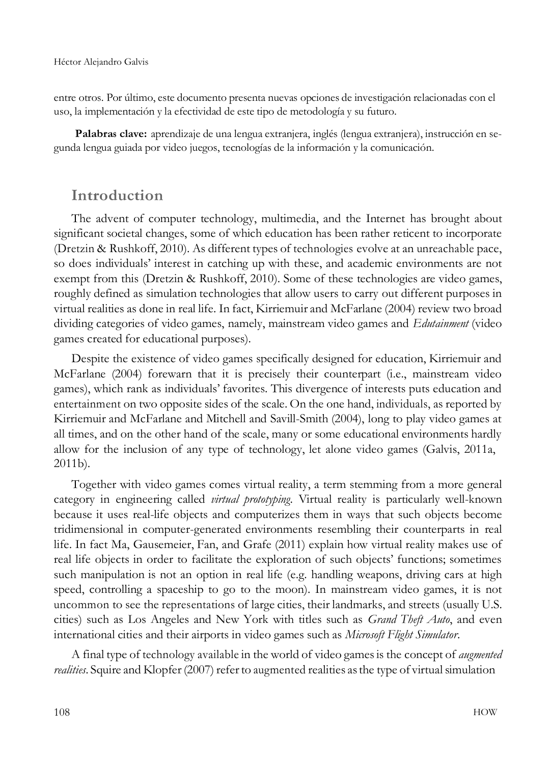entre otros. Por último, este documento presenta nuevas opciones de investigación relacionadas con el uso, la implementación y la efectividad de este tipo de metodología y su futuro.

**Palabras clave:** aprendizaje de una lengua extranjera, inglés (lengua extranjera), instrucción en segunda lengua guiada por video juegos, tecnologías de la información y la comunicación.

## Introduction

The advent of computer technology, multimedia, and the Internet has brought about significant societal changes, some of which education has been rather reticent to incorporate (Dretzin & Rushkoff, 2010). As different types of technologies evolve at an unreachable pace, so does individuals' interest in catching up with these, and academic environments are not exempt from this (Dretzin & Rushkoff, 2010). Some of these technologies are video games, roughly defined as simulation technologies that allow users to carry out different purposes in virtual realities as done in real life. In fact, Kirriemuir and McFarlane (2004) review two broad dividing categories of video games, namely, mainstream video games and *Edutainment* (video games created for educational purposes).

Despite the existence of video games specifically designed for education, Kirriemuir and McFarlane (2004) forewarn that it is precisely their counterpart (i.e., mainstream video games), which rank as individuals' favorites. This divergence of interests puts education and entertainment on two opposite sides of the scale. On the one hand, individuals, as reported by Kirriemuir and McFarlane and Mitchell and Savill-Smith (2004), long to play video games at all times, and on the other hand of the scale, many or some educational environments hardly allow for the inclusion of any type of technology, let alone video games (Galvis, 2011a, 2011b).

Together with video games comes virtual reality, a term stemming from a more general category in engineering called *virtual prototyping*. Virtual reality is particularly well-known because it uses real-life objects and computerizes them in ways that such objects become tridimensional in computer-generated environments resembling their counterparts in real life. In fact Ma, Gausemeier, Fan, and Grafe (2011) explain how virtual reality makes use of real life objects in order to facilitate the exploration of such objects' functions; sometimes such manipulation is not an option in real life (e.g. handling weapons, driving cars at high speed, controlling a spaceship to go to the moon). In mainstream video games, it is not uncommon to see the representations of large cities, their landmarks, and streets (usually U.S. cities) such as Los Angeles and New York with titles such as *Grand Theft Auto*, and even international cities and their airports in video games such as *Microsoft Flight Simulator*.

A final type of technology available in the world of video games is the concept of *augmented realities*. Squire and Klopfer (2007) refer to augmented realities as the type of virtual simulation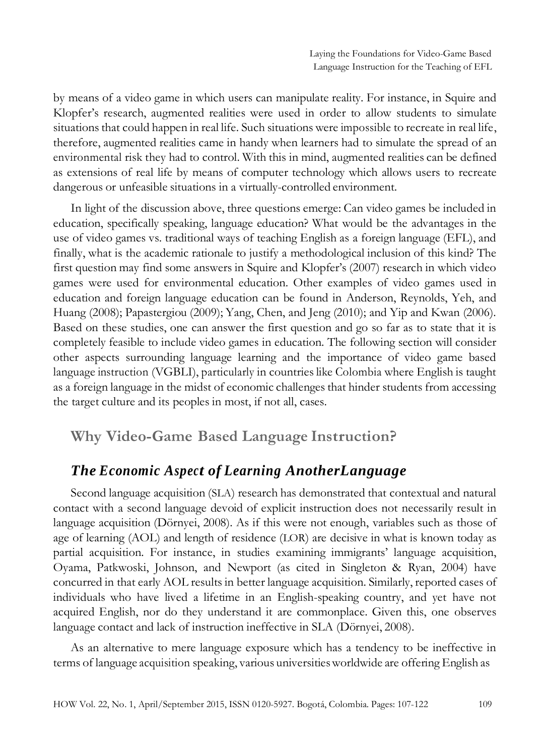by means of a video game in which users can manipulate reality. For instance, in Squire and Klopfer's research, augmented realities were used in order to allow students to simulate situations that could happen in real life. Such situations were impossible to recreate in real life, therefore, augmented realities came in handy when learners had to simulate the spread of an environmental risk they had to control. With this in mind, augmented realities can be defined as extensions of real life by means of computer technology which allows users to recreate dangerous or unfeasible situations in a virtually-controlled environment.

In light of the discussion above, three questions emerge: Can video games be included in education, specifically speaking, language education? What would be the advantages in the use of video games vs. traditional ways of teaching English as a foreign language (EFL), and finally, what is the academic rationale to justify a methodological inclusion of this kind? The first question may find some answers in Squire and Klopfer's (2007) research in which video games were used for environmental education. Other examples of video games used in education and foreign language education can be found in Anderson, Reynolds, Yeh, and Huang (2008); Papastergiou (2009); Yang, Chen, and Jeng (2010); and Yip and Kwan (2006). Based on these studies, one can answer the first question and go so far as to state that it is completely feasible to include video games in education. The following section will consider other aspects surrounding language learning and the importance of video game based language instruction (VGBLI), particularly in countries like Colombia where English is taught as a foreign language in the midst of economic challenges that hinder students from accessing the target culture and its peoples in most, if not all, cases.

## Why Video-Game Based Language Instruction?

### *The Economic Aspect of Learning AnotherLanguage*

Second language acquisition (SLA) research has demonstrated that contextual and natural contact with a second language devoid of explicit instruction does not necessarily result in language acquisition (Dörnyei, 2008). As if this were not enough, variables such as those of age of learning (AOL) and length of residence (LOR) are decisive in what is known today as partial acquisition. For instance, in studies examining immigrants' language acquisition, Oyama, Patkwoski, Johnson, and Newport (as cited in Singleton & Ryan, 2004) have concurred in that early AOL results in better language acquisition. Similarly, reported cases of individuals who have lived a lifetime in an English-speaking country, and yet have not acquired English, nor do they understand it are commonplace. Given this, one observes language contact and lack of instruction ineffective in SLA (Dörnyei, 2008).

As an alternative to mere language exposure which has a tendency to be ineffective in terms of language acquisition speaking, various universities worldwide are offering English as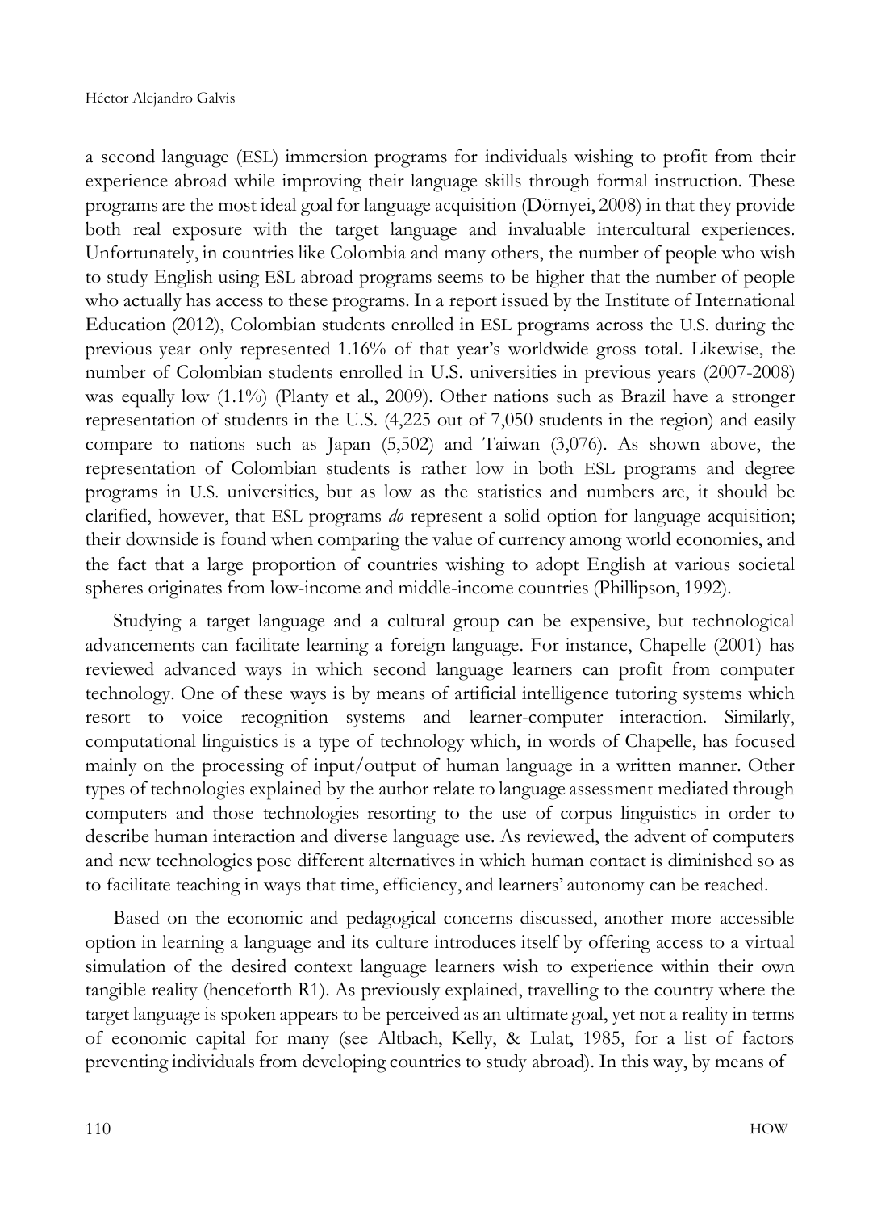a second language (ESL) immersion programs for individuals wishing to profit from their experience abroad while improving their language skills through formal instruction. These programs are the most ideal goal for language acquisition (Dörnyei, 2008) in that they provide both real exposure with the target language and invaluable intercultural experiences. Unfortunately, in countries like Colombia and many others, the number of people who wish to study English using ESL abroad programs seems to be higher that the number of people who actually has access to these programs. In a report issued by the Institute of International Education (2012), Colombian students enrolled in ESL programs across the U.S. during the previous year only represented 1.16% of that year's worldwide gross total. Likewise, the number of Colombian students enrolled in U.S. universities in previous years (2007-2008) was equally low (1.1%) (Planty et al., 2009). Other nations such as Brazil have a stronger representation of students in the U.S. (4,225 out of 7,050 students in the region) and easily compare to nations such as Japan (5,502) and Taiwan (3,076). As shown above, the representation of Colombian students is rather low in both ESL programs and degree programs in U.S. universities, but as low as the statistics and numbers are, it should be clarified, however, that ESL programs *do* represent a solid option for language acquisition; their downside is found when comparing the value of currency among world economies, and the fact that a large proportion of countries wishing to adopt English at various societal spheres originates from low-income and middle-income countries (Phillipson, 1992).

Studying a target language and a cultural group can be expensive, but technological advancements can facilitate learning a foreign language. For instance, Chapelle (2001) has reviewed advanced ways in which second language learners can profit from computer technology. One of these ways is by means of artificial intelligence tutoring systems which resort to voice recognition systems and learner-computer interaction. Similarly, computational linguistics is a type of technology which, in words of Chapelle, has focused mainly on the processing of input/output of human language in a written manner. Other types of technologies explained by the author relate to language assessment mediated through computers and those technologies resorting to the use of corpus linguistics in order to describe human interaction and diverse language use. As reviewed, the advent of computers and new technologies pose different alternatives in which human contact is diminished so as to facilitate teaching in ways that time, efficiency, and learners' autonomy can be reached.

Based on the economic and pedagogical concerns discussed, another more accessible option in learning a language and its culture introduces itself by offering access to a virtual simulation of the desired context language learners wish to experience within their own tangible reality (henceforth R1). As previously explained, travelling to the country where the target language is spoken appears to be perceived as an ultimate goal, yet not a reality in terms of economic capital for many (see Altbach, Kelly, & Lulat, 1985, for a list of factors preventing individuals from developing countries to study abroad). In this way, by means of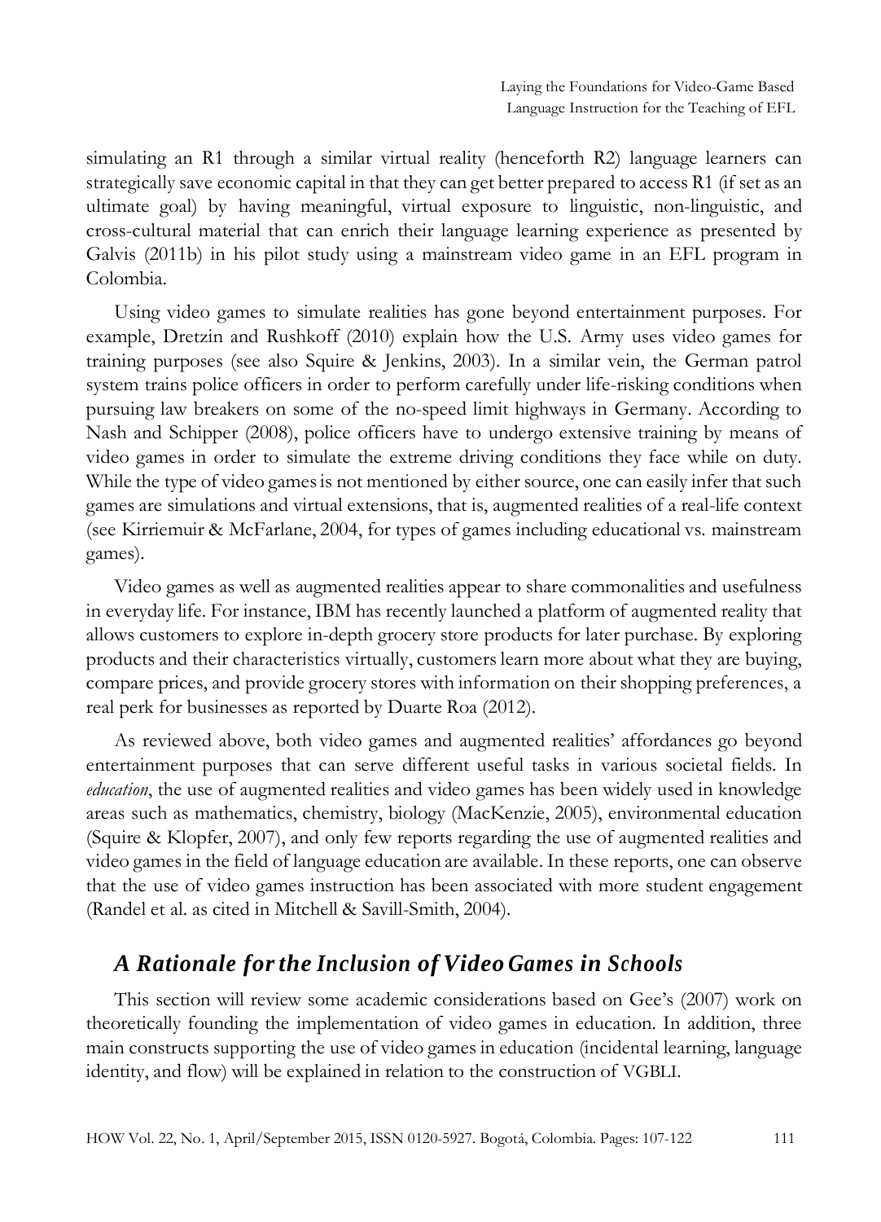simulating an R1 through a similar virtual reality (henceforth R2) language learners can strategically save economic capital in that they can get better prepared to access R1 (if set as an ultimate goal) by having meaningful, virtual exposure to linguistic, non-linguistic, and cross-cultural material that can enrich their language learning experience as presented by Galvis (2011b) in his pilot study using a mainstream video game in an EFL program in Colombia.

Using video games to simulate realities has gone beyond entertainment purposes. For example, Dretzin and Rushkoff (2010) explain how the U.S. Army uses video games for training purposes (see also Squire & Jenkins, 2003). In a similar vein, the German patrol system trains police officers in order to perform carefully under life-risking conditions when pursuing law breakers on some of the no-speed limit highways in Germany. According to Nash and Schipper (2008), police officers have to undergo extensive training by means of video games in order to simulate the extreme driving conditions they face while on duty. While the type of video games is not mentioned by either source, one can easily infer that such games are simulations and virtual extensions, that is, augmented realities of a real-life context (see Kirriemuir & McFarlane, 2004, for types of games including educational vs. mainstream games).

Video games as well as augmented realities appear to share commonalities and usefulness in everyday life. For instance, IBM has recently launched a platform of augmented reality that allows customers to explore in-depth grocery store products for later purchase. By exploring products and their characteristics virtually, customers learn more about what they are buying, compare prices, and provide grocery stores with information on their shopping preferences, a real perk for businesses as reported by Duarte Roa (2012).

As reviewed above, both video games and augmented realities' affordances go beyond entertainment purposes that can serve different useful tasks in various societal fields. In *education*, the use of augmented realities and video games has been widely used in knowledge areas such as mathematics, chemistry, biology (MacKenzie, 2005), environmental education (Squire & Klopfer, 2007), and only few reports regarding the use of augmented realities and video games in the field of language education are available. In these reports, one can observe that the use of video games instruction has been associated with more student engagement (Randel et al. as cited in Mitchell & Savill-Smith, 2004).

## *A Rationale for the Inclusion of Video Games in Schools*

This section will review some academic considerations based on Gee's (2007) work on theoretically founding the implementation of video games in education. In addition, three main constructs supporting the use of video games in education (incidental learning, language identity, and flow) will be explained in relation to the construction of VGBLI.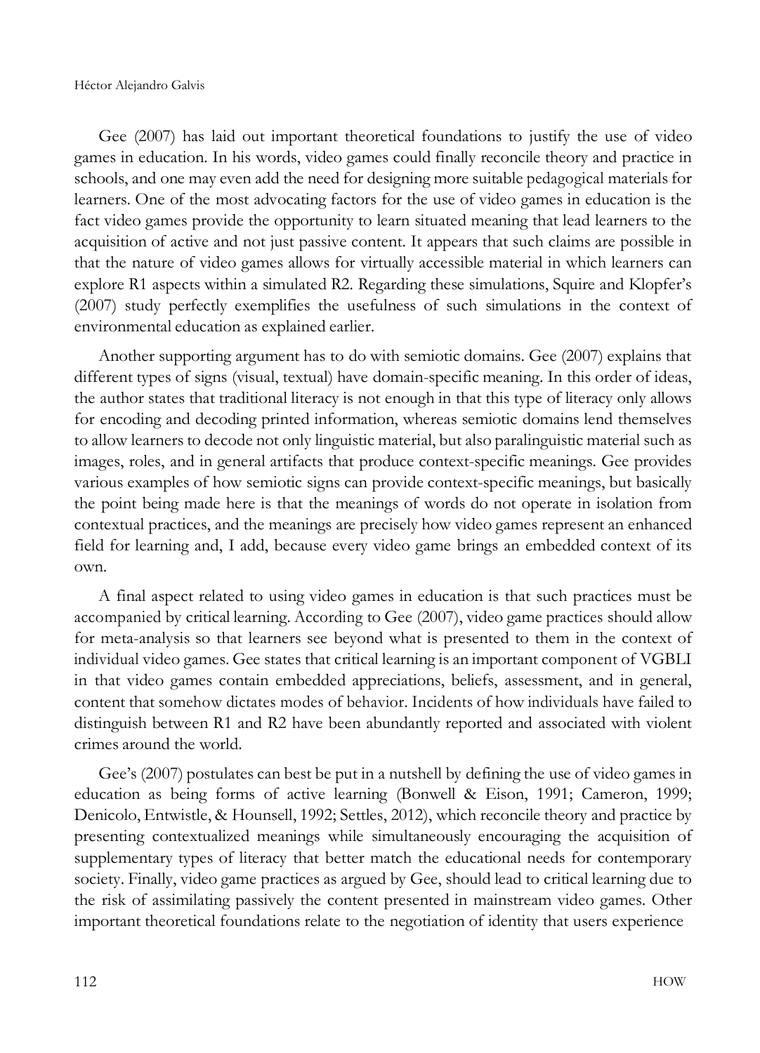Gee (2007) has laid out important theoretical foundations to justify the use of video games in education. In his words, video games could finally reconcile theory and practice in schools, and one may even add the need for designing more suitable pedagogical materials for learners. One of the most advocating factors for the use of video games in education is the fact video games provide the opportunity to learn situated meaning that lead learners to the acquisition of active and not just passive content. It appears that such claims are possible in that the nature of video games allows for virtually accessible material in which learners can explore R1 aspects within a simulated R2. Regarding these simulations, Squire and Klopfer's (2007) study perfectly exemplifies the usefulness of such simulations in the context of environmental education as explained earlier.

Another supporting argument has to do with semiotic domains. Gee (2007) explains that different types of signs (visual, textual) have domain-specific meaning. In this order of ideas, the author states that traditional literacy is not enough in that this type of literacy only allows for encoding and decoding printed information, whereas semiotic domains lend themselves to allow learners to decode not only linguistic material, but also paralinguistic material such as images, roles, and in general artifacts that produce context-specific meanings. Gee provides various examples of how semiotic signs can provide context-specific meanings, but basically the point being made here is that the meanings of words do not operate in isolation from contextual practices, and the meanings are precisely how video games represent an enhanced field for learning and, I add, because every video game brings an embedded context of its own.

A final aspect related to using video games in education is that such practices must be accompanied by critical learning. According to Gee (2007), video game practices should allow for meta-analysis so that learners see beyond what is presented to them in the context of individual video games. Gee states that critical learning is an important component of VGBLI in that video games contain embedded appreciations, beliefs, assessment, and in general, content that somehow dictates modes of behavior. Incidents of how individuals have failed to distinguish between R1 and R2 have been abundantly reported and associated with violent crimes around the world.

Gee's (2007) postulates can best be put in a nutshell by defining the use of video games in education as being forms of active learning (Bonwell & Eison, 1991; Cameron, 1999; Denicolo, Entwistle, & Hounsell, 1992; Settles, 2012), which reconcile theory and practice by presenting contextualized meanings while simultaneously encouraging the acquisition of supplementary types of literacy that better match the educational needs for contemporary society. Finally, video game practices as argued by Gee, should lead to critical learning due to the risk of assimilating passively the content presented in mainstream video games. Other important theoretical foundations relate to the negotiation of identity that users experience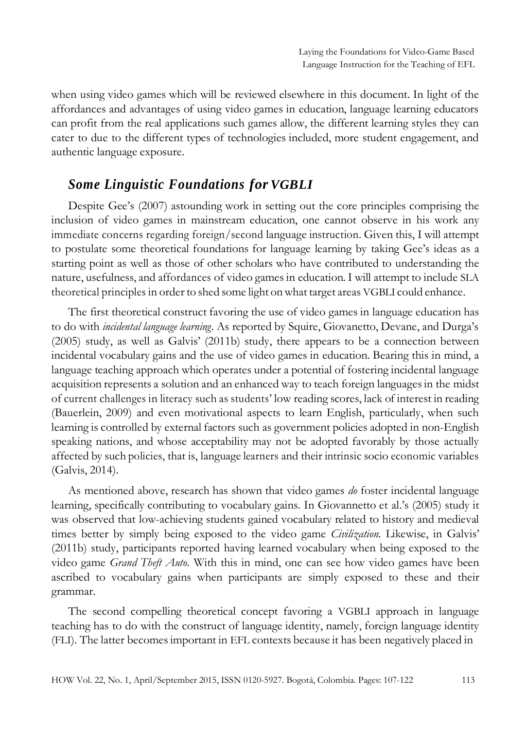when using video games which will be reviewed elsewhere in this document. In light of the affordances and advantages of using video games in education, language learning educators can profit from the real applications such games allow, the different learning styles they can cater to due to the different types of technologies included, more student engagement, and authentic language exposure.

## *Some Linguistic Foundations for VGBLI*

Despite Gee's (2007) astounding work in setting out the core principles comprising the inclusion of video games in mainstream education, one cannot observe in his work any immediate concerns regarding foreign/second language instruction. Given this, I will attempt to postulate some theoretical foundations for language learning by taking Gee's ideas as a starting point as well as those of other scholars who have contributed to understanding the nature, usefulness, and affordances of video games in education. I will attempt to include SLA theoretical principles in order to shed some light on what target areas VGBLI could enhance.

The first theoretical construct favoring the use of video games in language education has to do with *incidental language learning*. As reported by Squire, Giovanetto, Devane, and Durga's (2005) study, as well as Galvis' (2011b) study, there appears to be a connection between incidental vocabulary gains and the use of video games in education. Bearing this in mind, a language teaching approach which operates under a potential of fostering incidental language acquisition represents a solution and an enhanced way to teach foreign languages in the midst of current challenges in literacy such as students' low reading scores, lack of interest in reading (Bauerlein, 2009) and even motivational aspects to learn English, particularly, when such learning is controlled by external factors such as government policies adopted in non-English speaking nations, and whose acceptability may not be adopted favorably by those actually affected by such policies, that is, language learners and their intrinsic socio economic variables (Galvis, 2014).

As mentioned above, research has shown that video games *do* foster incidental language learning, specifically contributing to vocabulary gains. In Giovannetto et al.'s (2005) study it was observed that low-achieving students gained vocabulary related to history and medieval times better by simply being exposed to the video game *Civilization*. Likewise, in Galvis' (2011b) study, participants reported having learned vocabulary when being exposed to the video game *Grand Theft Auto*. With this in mind, one can see how video games have been ascribed to vocabulary gains when participants are simply exposed to these and their grammar.

The second compelling theoretical concept favoring a VGBLI approach in language teaching has to do with the construct of language identity, namely, foreign language identity (FLI). The latter becomes important in EFL contexts because it has been negatively placed in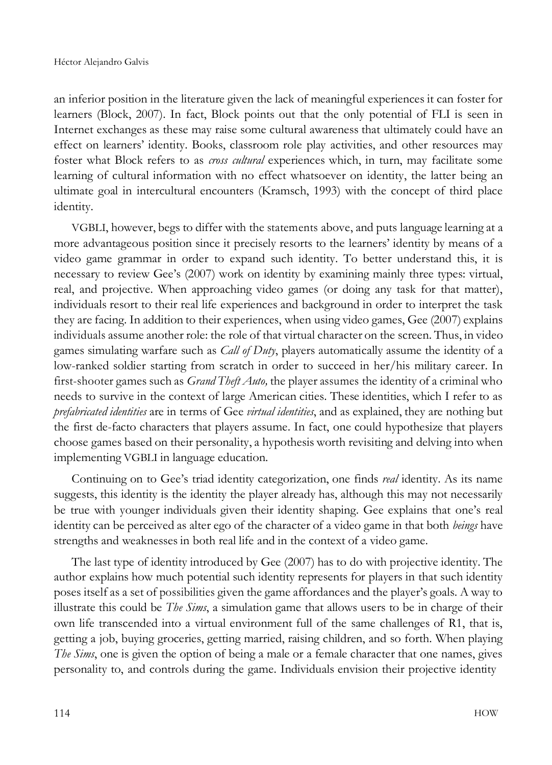an inferior position in the literature given the lack of meaningful experiences it can foster for learners (Block, 2007). In fact, Block points out that the only potential of FLI is seen in Internet exchanges as these may raise some cultural awareness that ultimately could have an effect on learners' identity. Books, classroom role play activities, and other resources may foster what Block refers to as *cross cultural* experiences which, in turn, may facilitate some learning of cultural information with no effect whatsoever on identity, the latter being an ultimate goal in intercultural encounters (Kramsch, 1993) with the concept of third place identity.

VGBLI, however, begs to differ with the statements above, and puts language learning at a more advantageous position since it precisely resorts to the learners' identity by means of a video game grammar in order to expand such identity. To better understand this, it is necessary to review Gee's (2007) work on identity by examining mainly three types: virtual, real, and projective. When approaching video games (or doing any task for that matter), individuals resort to their real life experiences and background in order to interpret the task they are facing. In addition to their experiences, when using video games, Gee (2007) explains individuals assume another role: the role of that virtual character on the screen. Thus, in video games simulating warfare such as *Call of Duty*, players automatically assume the identity of a low-ranked soldier starting from scratch in order to succeed in her/his military career. In first-shooter games such as *Grand Theft Auto,* the player assumes the identity of a criminal who needs to survive in the context of large American cities. These identities, which I refer to as *prefabricated identities* are in terms of Gee *virtual identities*, and as explained, they are nothing but the first de-facto characters that players assume. In fact, one could hypothesize that players choose games based on their personality, a hypothesis worth revisiting and delving into when implementing VGBLI in language education.

Continuing on to Gee's triad identity categorization, one finds *real* identity. As its name suggests, this identity is the identity the player already has, although this may not necessarily be true with younger individuals given their identity shaping. Gee explains that one's real identity can be perceived as alter ego of the character of a video game in that both *beings* have strengths and weaknesses in both real life and in the context of a video game.

The last type of identity introduced by Gee (2007) has to do with projective identity. The author explains how much potential such identity represents for players in that such identity poses itself as a set of possibilities given the game affordances and the player's goals. A way to illustrate this could be *The Sims*, a simulation game that allows users to be in charge of their own life transcended into a virtual environment full of the same challenges of R1, that is, getting a job, buying groceries, getting married, raising children, and so forth. When playing *The Sims*, one is given the option of being a male or a female character that one names, gives personality to, and controls during the game. Individuals envision their projective identity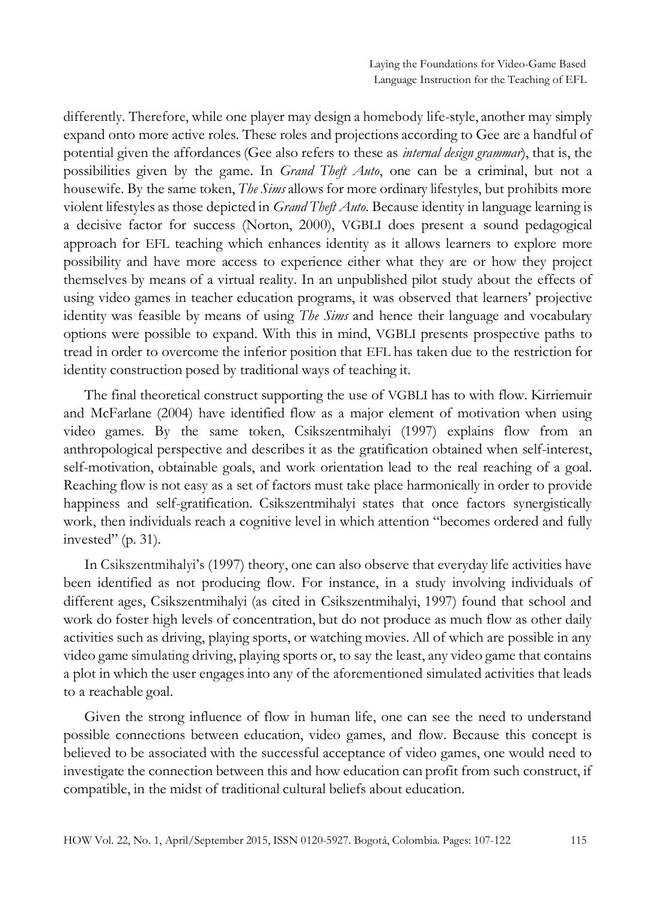differently. Therefore, while one player may design a homebody life-style, another may simply expand onto more active roles. These roles and projections according to Gee are a handful of potential given the affordances (Gee also refers to these as *internal design grammar*), that is, the possibilities given by the game. In *Grand Theft Auto*, one can be a criminal, but not a housewife. By the same token, *The Sims* allows for more ordinary lifestyles, but prohibits more violent lifestyles as those depicted in *Grand Theft Auto*. Because identity in language learning is a decisive factor for success (Norton, 2000), VGBLI does present a sound pedagogical approach for EFL teaching which enhances identity as it allows learners to explore more possibility and have more access to experience either what they are or how they project themselves by means of a virtual reality. In an unpublished pilot study about the effects of using video games in teacher education programs, it was observed that learners' projective identity was feasible by means of using *The Sims* and hence their language and vocabulary options were possible to expand. With this in mind, VGBLI presents prospective paths to tread in order to overcome the inferior position that EFL has taken due to the restriction for identity construction posed by traditional ways of teaching it.

The final theoretical construct supporting the use of VGBLI has to with flow. Kirriemuir and McFarlane (2004) have identified flow as a major element of motivation when using video games. By the same token, Csikszentmihalyi (1997) explains flow from an anthropological perspective and describes it as the gratification obtained when self-interest, self-motivation, obtainable goals, and work orientation lead to the real reaching of a goal. Reaching flow is not easy as a set of factors must take place harmonically in order to provide happiness and self-gratification. Csikszentmihalyi states that once factors synergistically work, then individuals reach a cognitive level in which attention "becomes ordered and fully invested" (p. 31).

In Csikszentmihalyi's (1997) theory, one can also observe that everyday life activities have been identified as not producing flow. For instance, in a study involving individuals of different ages, Csikszentmihalyi (as cited in Csikszentmihalyi, 1997) found that school and work do foster high levels of concentration, but do not produce as much flow as other daily activities such as driving, playing sports, or watching movies. All of which are possible in any video game simulating driving, playing sports or, to say the least, any video game that contains a plot in which the user engages into any of the aforementioned simulated activities that leads to a reachable goal.

Given the strong influence of flow in human life, one can see the need to understand possible connections between education, video games, and flow. Because this concept is believed to be associated with the successful acceptance of video games, one would need to investigate the connection between this and how education can profit from such construct, if compatible, in the midst of traditional cultural beliefs about education.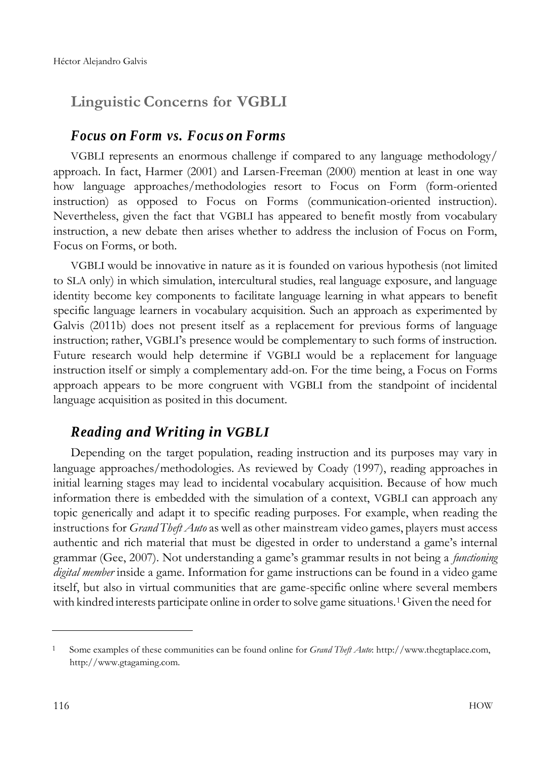## Linguistic Concerns for VGBLI

### *Focus on Form vs. Focus on Forms*

VGBLI represents an enormous challenge if compared to any language methodology/ approach. In fact, Harmer (2001) and Larsen-Freeman (2000) mention at least in one way how language approaches/methodologies resort to Focus on Form (form-oriented instruction) as opposed to Focus on Forms (communication-oriented instruction). Nevertheless, given the fact that VGBLI has appeared to benefit mostly from vocabulary instruction, a new debate then arises whether to address the inclusion of Focus on Form, Focus on Forms, or both.

VGBLI would be innovative in nature as it is founded on various hypothesis (not limited to SLA only) in which simulation, intercultural studies, real language exposure, and language identity become key components to facilitate language learning in what appears to benefit specific language learners in vocabulary acquisition. Such an approach as experimented by Galvis (2011b) does not present itself as a replacement for previous forms of language instruction; rather, VGBLI's presence would be complementary to such forms of instruction. Future research would help determine if VGBLI would be a replacement for language instruction itself or simply a complementary add-on. For the time being, a Focus on Forms approach appears to be more congruent with VGBLI from the standpoint of incidental language acquisition as posited in this document.

### *Reading and Writing in VGBLI*

Depending on the target population, reading instruction and its purposes may vary in language approaches/methodologies. As reviewed by Coady (1997), reading approaches in initial learning stages may lead to incidental vocabulary acquisition. Because of how much information there is embedded with the simulation of a context, VGBLI can approach any topic generically and adapt it to specific reading purposes. For example, when reading the instructions for *Grand Theft Auto* as well as other mainstream video games, players must access authentic and rich material that must be digested in order to understand a game's internal grammar (Gee, 2007). Not understanding a game's grammar results in not being a *functioning digital member* inside a game. Information for game instructions can be found in a video game itself, but also in virtual communities that are game-specific online where several members with kindred interests participate online in order to solve game situations.[1] Given the need for

[1] Some examples of these communities can be found online for *Grand Theft Auto*: http://www.thegtaplace.com, http://www.gtagaming.com.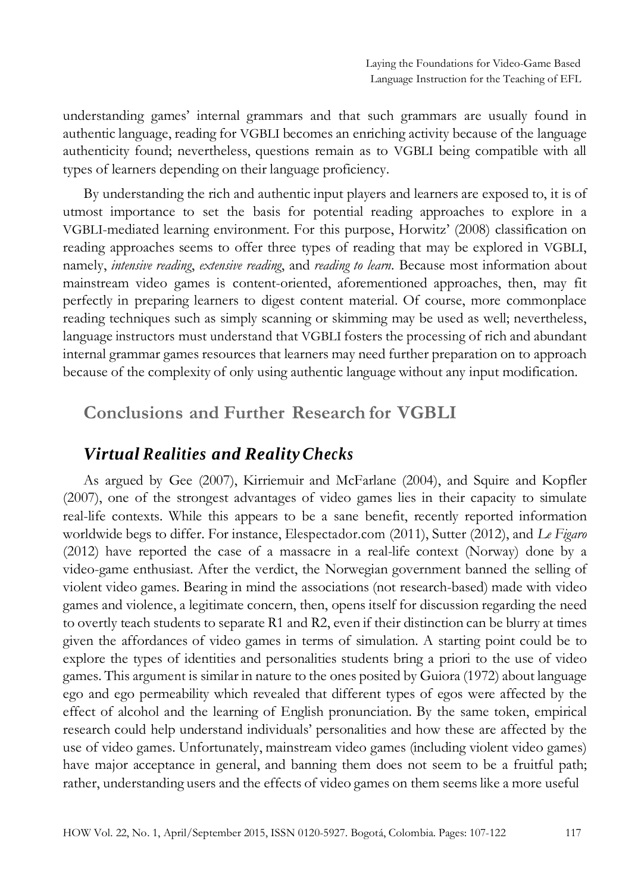understanding games' internal grammars and that such grammars are usually found in authentic language, reading for VGBLI becomes an enriching activity because of the language authenticity found; nevertheless, questions remain as to VGBLI being compatible with all types of learners depending on their language proficiency.

By understanding the rich and authentic input players and learners are exposed to, it is of utmost importance to set the basis for potential reading approaches to explore in a VGBLI-mediated learning environment. For this purpose, Horwitz' (2008) classification on reading approaches seems to offer three types of reading that may be explored in VGBLI, namely, *intensive reading*, *extensive reading*, and *reading to learn*. Because most information about mainstream video games is content-oriented, aforementioned approaches, then, may fit perfectly in preparing learners to digest content material. Of course, more commonplace reading techniques such as simply scanning or skimming may be used as well; nevertheless, language instructors must understand that VGBLI fosters the processing of rich and abundant internal grammar games resources that learners may need further preparation on to approach because of the complexity of only using authentic language without any input modification.

## Conclusions and Further Research for VGBLI

### *Virtual Realities and Reality Checks*

As argued by Gee (2007), Kirriemuir and McFarlane (2004), and Squire and Kopfler (2007), one of the strongest advantages of video games lies in their capacity to simulate real-life contexts. While this appears to be a sane benefit, recently reported information worldwide begs to differ. For instance, Elespectador.com (2011), Sutter (2012), and *Le Figaro* (2012) have reported the case of a massacre in a real-life context (Norway) done by a video-game enthusiast. After the verdict, the Norwegian government banned the selling of violent video games. Bearing in mind the associations (not research-based) made with video games and violence, a legitimate concern, then, opens itself for discussion regarding the need to overtly teach students to separate R1 and R2, even if their distinction can be blurry at times given the affordances of video games in terms of simulation. A starting point could be to explore the types of identities and personalities students bring a priori to the use of video games. This argument is similar in nature to the ones posited by Guiora (1972) about language ego and ego permeability which revealed that different types of egos were affected by the effect of alcohol and the learning of English pronunciation. By the same token, empirical research could help understand individuals' personalities and how these are affected by the use of video games. Unfortunately, mainstream video games (including violent video games) have major acceptance in general, and banning them does not seem to be a fruitful path; rather, understanding users and the effects of video games on them seems like a more useful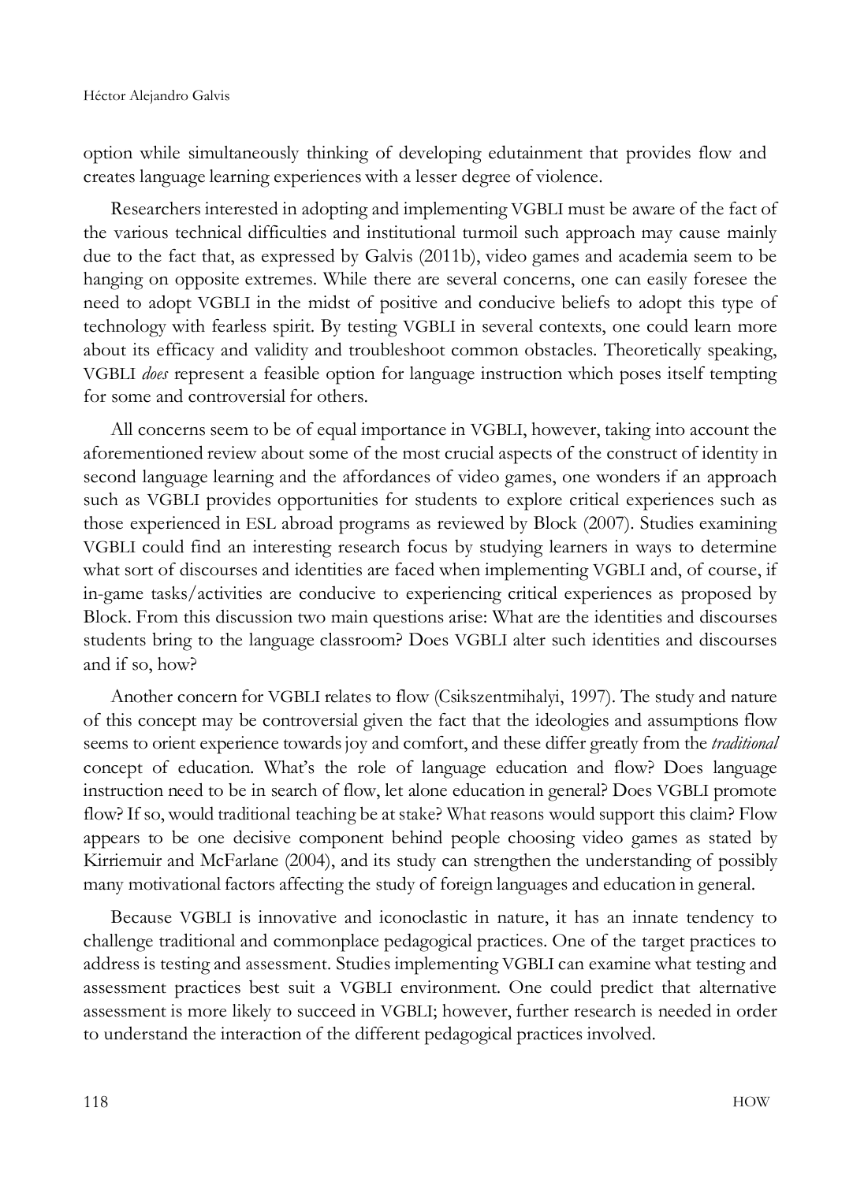option while simultaneously thinking of developing edutainment that provides flow and creates language learning experiences with a lesser degree of violence.

Researchers interested in adopting and implementing VGBLI must be aware of the fact of the various technical difficulties and institutional turmoil such approach may cause mainly due to the fact that, as expressed by Galvis (2011b), video games and academia seem to be hanging on opposite extremes. While there are several concerns, one can easily foresee the need to adopt VGBLI in the midst of positive and conducive beliefs to adopt this type of technology with fearless spirit. By testing VGBLI in several contexts, one could learn more about its efficacy and validity and troubleshoot common obstacles. Theoretically speaking, VGBLI *does* represent a feasible option for language instruction which poses itself tempting for some and controversial for others.

All concerns seem to be of equal importance in VGBLI, however, taking into account the aforementioned review about some of the most crucial aspects of the construct of identity in second language learning and the affordances of video games, one wonders if an approach such as VGBLI provides opportunities for students to explore critical experiences such as those experienced in ESL abroad programs as reviewed by Block (2007). Studies examining VGBLI could find an interesting research focus by studying learners in ways to determine what sort of discourses and identities are faced when implementing VGBLI and, of course, if in-game tasks/activities are conducive to experiencing critical experiences as proposed by Block. From this discussion two main questions arise: What are the identities and discourses students bring to the language classroom? Does VGBLI alter such identities and discourses and if so, how?

Another concern for VGBLI relates to flow (Csikszentmihalyi, 1997). The study and nature of this concept may be controversial given the fact that the ideologies and assumptions flow seems to orient experience towards joy and comfort, and these differ greatly from the *traditional* concept of education. What's the role of language education and flow? Does language instruction need to be in search of flow, let alone education in general? Does VGBLI promote flow? If so, would traditional teaching be at stake? What reasons would support this claim? Flow appears to be one decisive component behind people choosing video games as stated by Kirriemuir and McFarlane (2004), and its study can strengthen the understanding of possibly many motivational factors affecting the study of foreign languages and education in general.

Because VGBLI is innovative and iconoclastic in nature, it has an innate tendency to challenge traditional and commonplace pedagogical practices. One of the target practices to address is testing and assessment. Studies implementing VGBLI can examine what testing and assessment practices best suit a VGBLI environment. One could predict that alternative assessment is more likely to succeed in VGBLI; however, further research is needed in order to understand the interaction of the different pedagogical practices involved.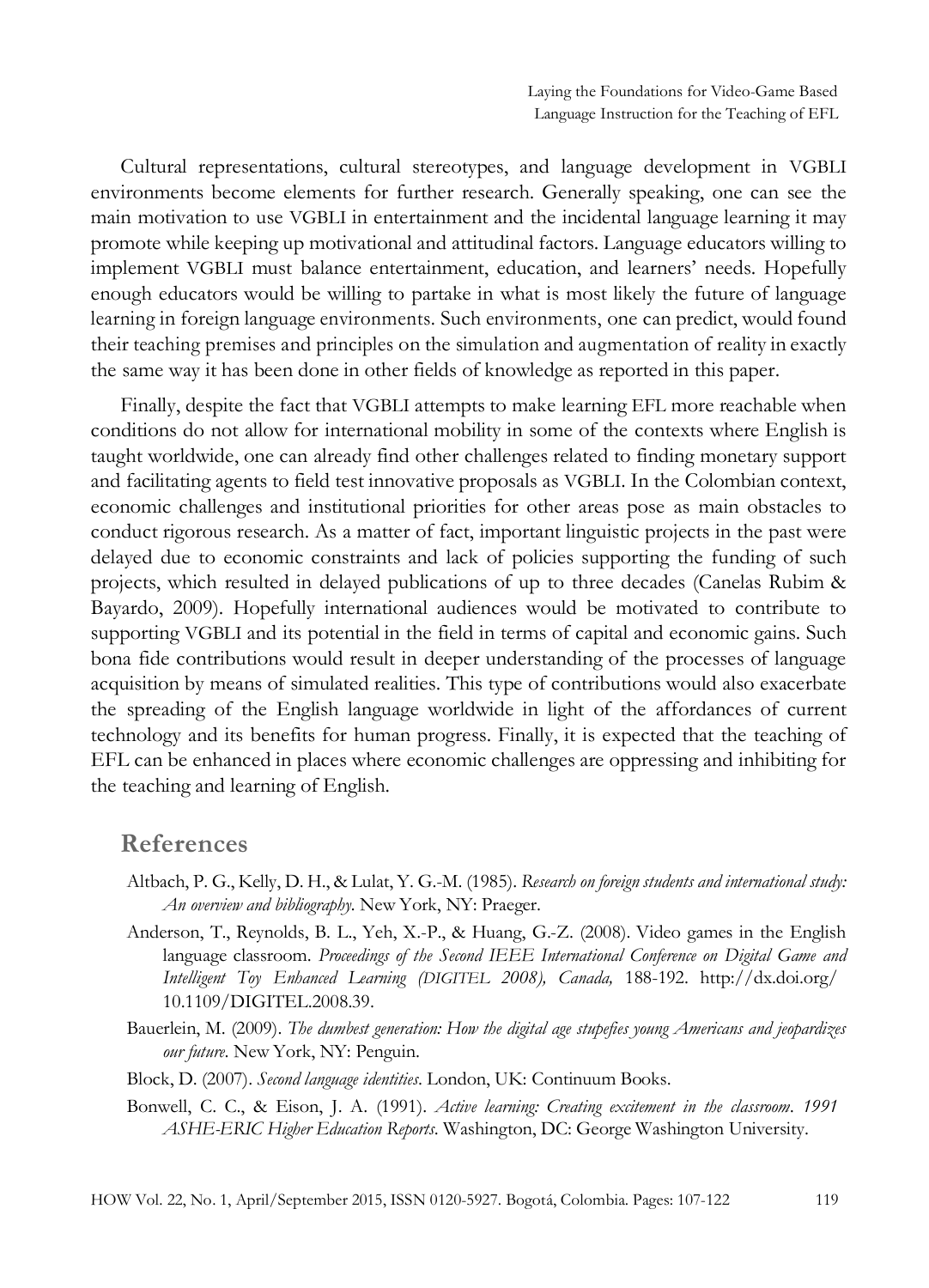Cultural representations, cultural stereotypes, and language development in VGBLI environments become elements for further research. Generally speaking, one can see the main motivation to use VGBLI in entertainment and the incidental language learning it may promote while keeping up motivational and attitudinal factors. Language educators willing to implement VGBLI must balance entertainment, education, and learners' needs. Hopefully enough educators would be willing to partake in what is most likely the future of language learning in foreign language environments. Such environments, one can predict, would found their teaching premises and principles on the simulation and augmentation of reality in exactly the same way it has been done in other fields of knowledge as reported in this paper.

Finally, despite the fact that VGBLI attempts to make learning EFL more reachable when conditions do not allow for international mobility in some of the contexts where English is taught worldwide, one can already find other challenges related to finding monetary support and facilitating agents to field test innovative proposals as VGBLI. In the Colombian context, economic challenges and institutional priorities for other areas pose as main obstacles to conduct rigorous research. As a matter of fact, important linguistic projects in the past were delayed due to economic constraints and lack of policies supporting the funding of such projects, which resulted in delayed publications of up to three decades (Canelas Rubim & Bayardo, 2009). Hopefully international audiences would be motivated to contribute to supporting VGBLI and its potential in the field in terms of capital and economic gains. Such bona fide contributions would result in deeper understanding of the processes of language acquisition by means of simulated realities. This type of contributions would also exacerbate the spreading of the English language worldwide in light of the affordances of current technology and its benefits for human progress. Finally, it is expected that the teaching of EFL can be enhanced in places where economic challenges are oppressing and inhibiting for the teaching and learning of English.

## References

Altbach, P. G., Kelly, D. H., & Lulat, Y. G.-M. (1985). *Research on foreign students and international study: An overview and bibliography.* New York, NY: Praeger.

Anderson, T., Reynolds, B. L., Yeh, X.-P., & Huang, G.-Z. (2008). Video games in the English language classroom. *Proceedings of the Second IEEE International Conference on Digital Game and Intelligent Toy Enhanced Learning (DIGITEL 2008), Canada,* 188-192. http://dx.doi.org/10.1109/DIGITEL.2008.39.

Bauerlein, M. (2009). *The dumbest generation: How the digital age stupefies young Americans and jeopardizes our future.* New York, NY: Penguin.

Block, D. (2007). *Second language identities.* London, UK: Continuum Books.

Bonwell, C. C., & Eison, J. A. (1991). *Active learning: Creating excitement in the classroom. 1991 ASHE-ERIC Higher Education Reports.* Washington, DC: George Washington University.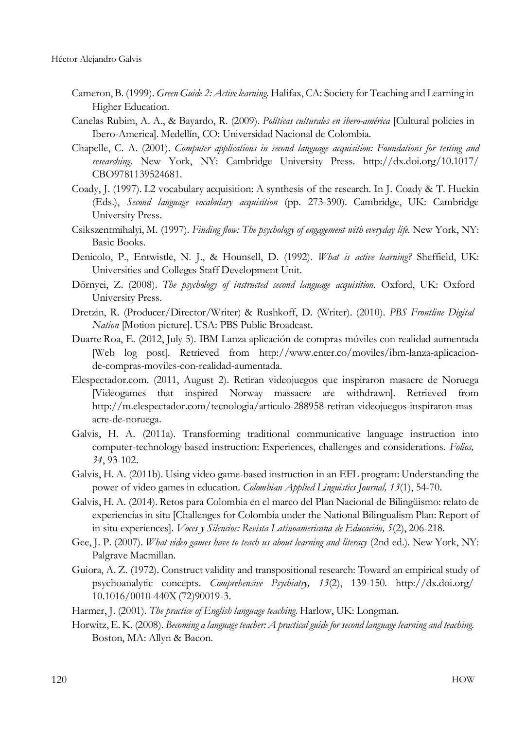Cameron, B. (1999). *Green Guide 2: Active learning.* Halifax, CA: Society for Teaching and Learning in Higher Education.

Canelas Rubim, A. A., & Bayardo, R. (2009). *Políticas culturales en ibero-américa* [Cultural policies in Ibero-America]. Medellín, CO: Universidad Nacional de Colombia.

Chapelle, C. A. (2001). *Computer applications in second language acquisition: Foundations for testing and researching.* New York, NY: Cambridge University Press. http://dx.doi.org/10.1017/CBO9781139524681.

Coady, J. (1997). L2 vocabulary acquisition: A synthesis of the research. In J. Coady & T. Huckin (Eds.), *Second language vocabulary acquisition* (pp. 273-390). Cambridge, UK: Cambridge University Press.

Csikszentmihalyi, M. (1997). *Finding flow: The psychology of engagement with everyday life.* New York, NY: Basic Books.

Denicolo, P., Entwistle, N. J., & Hounsell, D. (1992). *What is active learning?* Sheffield, UK: Universities and Colleges Staff Development Unit.

Dörnyei, Z. (2008). *The psychology of instructed second language acquisition.* Oxford, UK: Oxford University Press.

Dretzin, R. (Producer/Director/Writer) & Rushkoff, D. (Writer). (2010). *PBS Frontline Digital Nation* [Motion picture]. USA: PBS Public Broadcast.

Duarte Roa, E. (2012, July 5). IBM Lanza aplicación de compras móviles con realidad aumentada [Web log post]. Retrieved from http://www.enter.co/moviles/ibm-lanza-aplicacion-de-compras-moviles-con-realidad-aumentada.

Elespectador.com. (2011, August 2). Retiran videojuegos que inspiraron masacre de Noruega [Videogames that inspired Norway massacre are withdrawn]. Retrieved from http://m.elespectador.com/tecnologia/articulo-288958-retiran-videojuegos-inspiraron-masacre-de-noruega.

Galvis, H. A. (2011a). Transforming traditional communicative language instruction into computer-technology based instruction: Experiences, challenges and considerations. *Folios, 34*, 93-102.

Galvis, H. A. (2011b). Using video game-based instruction in an EFL program: Understanding the power of video games in education. *Colombian Applied Linguistics Journal, 13*(1), 54-70.

Galvis, H. A. (2014). Retos para Colombia en el marco del Plan Nacional de Bilingüismo: relato de experiencias in situ [Challenges for Colombia under the National Bilingualism Plan: Report of in situ experiences]. *Voces y Silencios: Revista Latinoamericana de Educación, 5*(2), 206-218.

Gee, J. P. (2007). *What video games have to teach us about learning and literacy* (2nd ed.). New York, NY: Palgrave Macmillan.

Guiora, A. Z. (1972). Construct validity and transpositional research: Toward an empirical study of psychoanalytic concepts. *Comprehensive Psychiatry, 13*(2), 139-150. http://dx.doi.org/10.1016/0010-440X(72)90019-3.

Harmer, J. (2001). *The practice of English language teaching.* Harlow, UK: Longman.

Horwitz, E. K. (2008). *Becoming a language teacher: A practical guide for second language learning and teaching.* Boston, MA: Allyn & Bacon.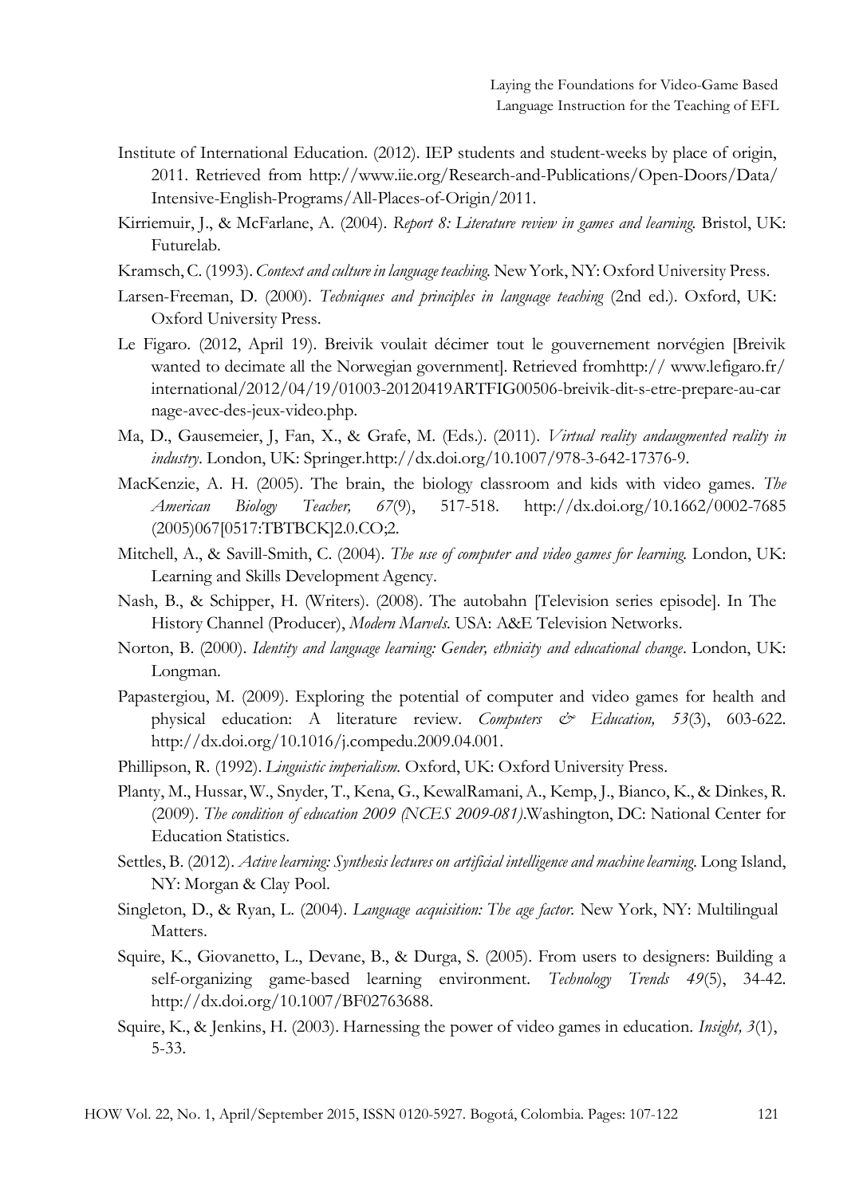Institute of International Education. (2012). IEP students and student-weeks by place of origin, 2011. Retrieved from http://www.iie.org/Research-and-Publications/Open-Doors/Data/Intensive-English-Programs/All-Places-of-Origin/2011.

Kirriemuir, J., & McFarlane, A. (2004). *Report 8: Literature review in games and learning.* Bristol, UK: Futurelab.

Kramsch, C. (1993). *Context and culture in language teaching.* New York, NY: Oxford University Press.

Larsen-Freeman, D. (2000). *Techniques and principles in language teaching* (2nd ed.). Oxford, UK: Oxford University Press.

Le Figaro. (2012, April 19). Breivik voulait décimer tout le gouvernement norvégien [Breivik wanted to decimate all the Norwegian government]. Retrieved fromhttp:// www.lefigaro.fr/international/2012/04/19/01003-20120419ARTFIG00506-breivik-dit-s-etre-prepare-au-carnage-avec-des-jeux-video.php.

Ma, D., Gausemeier, J, Fan, X., & Grafe, M. (Eds.). (2011). *Virtual reality andaugmented reality in industry*. London, UK: Springer.http://dx.doi.org/10.1007/978-3-642-17376-9.

MacKenzie, A. H. (2005). The brain, the biology classroom and kids with video games. *The American Biology Teacher, 67*(9), 517-518. http://dx.doi.org/10.1662/0002-7685(2005)067[0517:TBTBCK]2.0.CO;2.

Mitchell, A., & Savill-Smith, C. (2004). *The use of computer and video games for learning.* London, UK: Learning and Skills Development Agency.

Nash, B., & Schipper, H. (Writers). (2008). The autobahn [Television series episode]. In The History Channel (Producer), *Modern Marvels*. USA: A&E Television Networks.

Norton, B. (2000). *Identity and language learning: Gender, ethnicity and educational change*. London, UK: Longman.

Papastergiou, M. (2009). Exploring the potential of computer and video games for health and physical education: A literature review. *Computers & Education, 53*(3), 603-622. http://dx.doi.org/10.1016/j.compedu.2009.04.001.

Phillipson, R. (1992). *Linguistic imperialism.* Oxford, UK: Oxford University Press.

Planty, M., Hussar, W., Snyder, T., Kena, G., KewalRamani, A., Kemp, J., Bianco, K., & Dinkes, R. (2009). *The condition of education 2009 (NCES 2009-081).*Washington, DC: National Center for Education Statistics.

Settles, B. (2012). *Active learning: Synthesis lectures on artificial intelligence and machine learning*. Long Island, NY: Morgan & Clay Pool.

Singleton, D., & Ryan, L. (2004). *Language acquisition: The age factor.* New York, NY: Multilingual Matters.

Squire, K., Giovanetto, L., Devane, B., & Durga, S. (2005). From users to designers: Building a self-organizing game-based learning environment. *Technology Trends 49*(5), 34-42. http://dx.doi.org/10.1007/BF02763688.

Squire, K., & Jenkins, H. (2003). Harnessing the power of video games in education. *Insight, 3*(1), 5-33.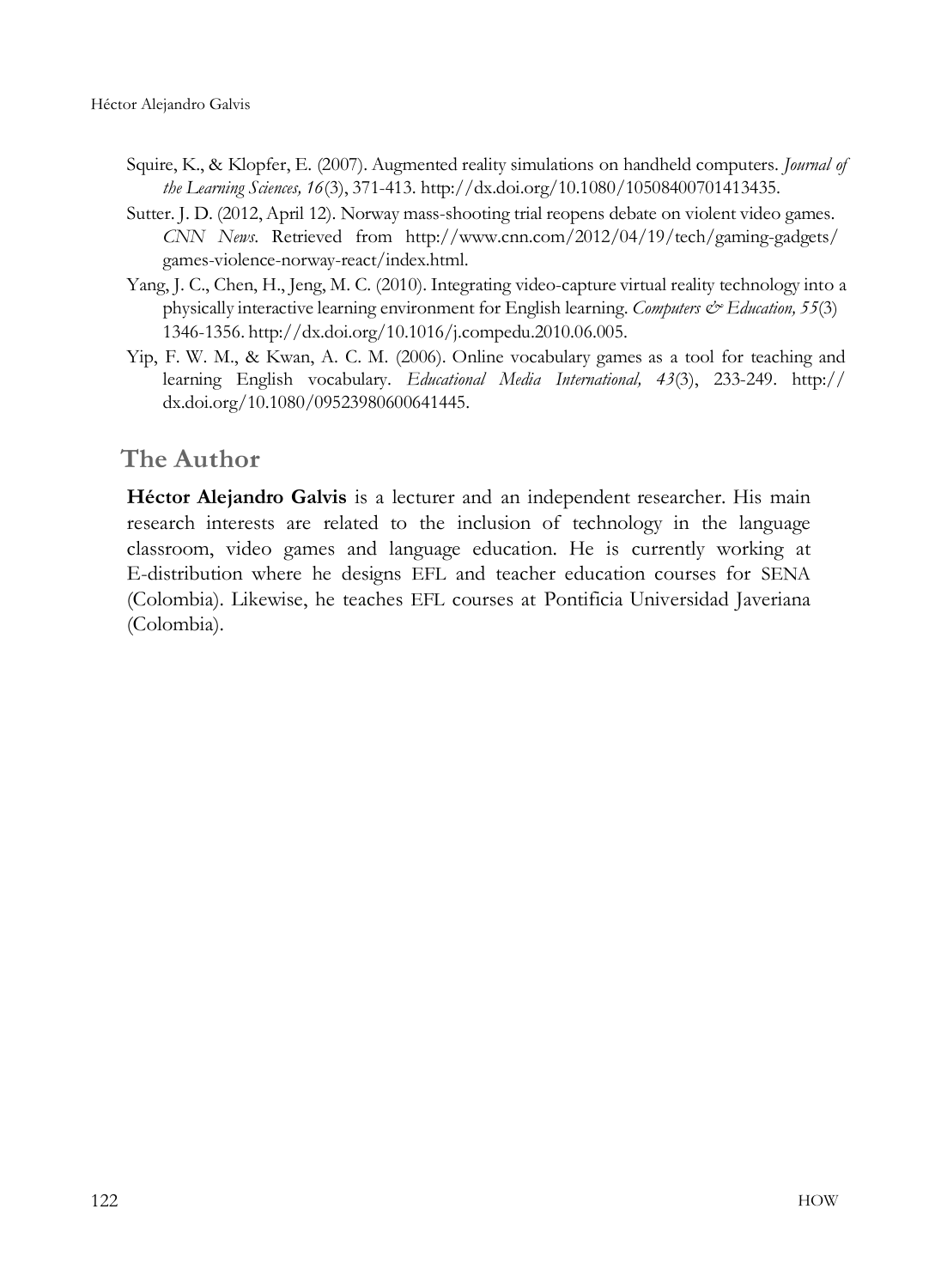Squire, K., & Klopfer, E. (2007). Augmented reality simulations on handheld computers. *Journal of the Learning Sciences, 16*(3), 371-413. http://dx.doi.org/10.1080/10508400701413435.

Sutter. J. D. (2012, April 12). Norway mass-shooting trial reopens debate on violent video games. *CNN News*. Retrieved from http://www.cnn.com/2012/04/19/tech/gaming-gadgets/games-violence-norway-react/index.html.

Yang, J. C., Chen, H., Jeng, M. C. (2010). Integrating video-capture virtual reality technology into a physically interactive learning environment for English learning. *Computers & Education, 55*(3) 1346-1356. http://dx.doi.org/10.1016/j.compedu.2010.06.005.

Yip, F. W. M., & Kwan, A. C. M. (2006). Online vocabulary games as a tool for teaching and learning English vocabulary. *Educational Media International, 43*(3), 233-249. http://dx.doi.org/10.1080/09523980600641445.

## The Author

**Héctor Alejandro Galvis** is a lecturer and an independent researcher. His main research interests are related to the inclusion of technology in the language classroom, video games and language education. He is currently working at E-distribution where he designs EFL and teacher education courses for SENA (Colombia). Likewise, he teaches EFL courses at Pontificia Universidad Javeriana (Colombia).